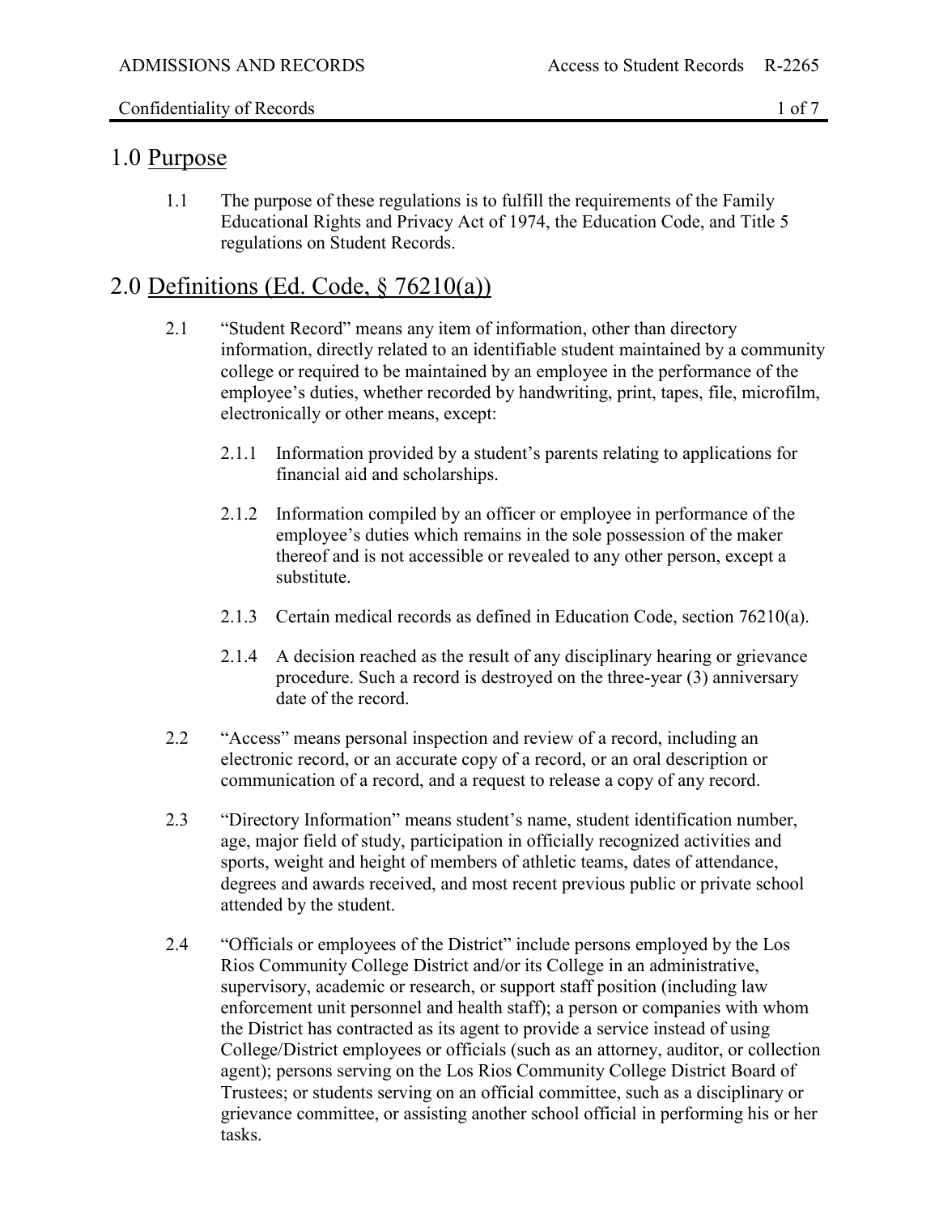## 1.0 Purpose

1.1 The purpose of these regulations is to fulfill the requirements of the Family Educational Rights and Privacy Act of 1974, the Education Code, and Title 5 regulations on Student Records.

## 2.0 Definitions (Ed. Code, § 76210(a))

2.1 "Student Record" means any item of information, other than directory information, directly related to an identifiable student maintained by a community college or required to be maintained by an employee in the performance of the employee's duties, whether recorded by handwriting, print, tapes, file, microfilm, electronically or other means, except:

2.1.1 Information provided by a student's parents relating to applications for financial aid and scholarships.

2.1.2 Information compiled by an officer or employee in performance of the employee's duties which remains in the sole possession of the maker thereof and is not accessible or revealed to any other person, except a substitute.

2.1.3 Certain medical records as defined in Education Code, section 76210(a).

2.1.4 A decision reached as the result of any disciplinary hearing or grievance procedure. Such a record is destroyed on the three-year (3) anniversary date of the record.

2.2 "Access" means personal inspection and review of a record, including an electronic record, or an accurate copy of a record, or an oral description or communication of a record, and a request to release a copy of any record.

2.3 "Directory Information" means student's name, student identification number, age, major field of study, participation in officially recognized activities and sports, weight and height of members of athletic teams, dates of attendance, degrees and awards received, and most recent previous public or private school attended by the student.

2.4 "Officials or employees of the District" include persons employed by the Los Rios Community College District and/or its College in an administrative, supervisory, academic or research, or support staff position (including law enforcement unit personnel and health staff); a person or companies with whom the District has contracted as its agent to provide a service instead of using College/District employees or officials (such as an attorney, auditor, or collection agent); persons serving on the Los Rios Community College District Board of Trustees; or students serving on an official committee, such as a disciplinary or grievance committee, or assisting another school official in performing his or her tasks.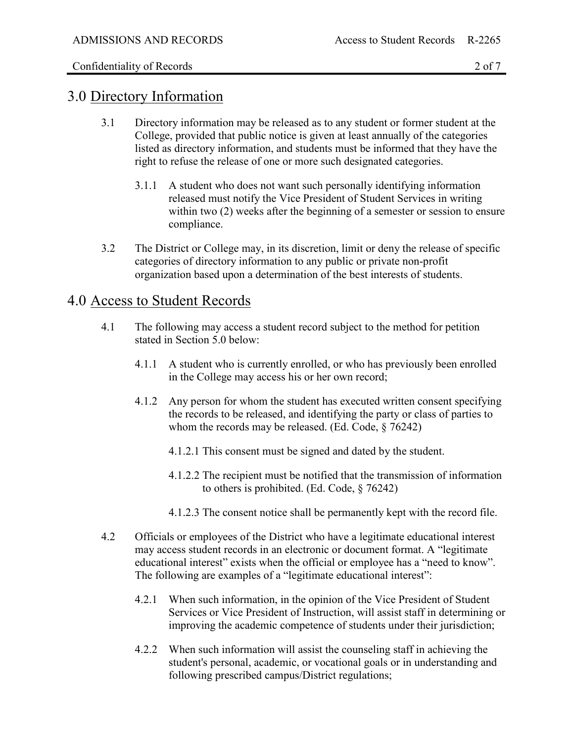## 3.0 Directory Information

3.1 Directory information may be released as to any student or former student at the College, provided that public notice is given at least annually of the categories listed as directory information, and students must be informed that they have the right to refuse the release of one or more such designated categories.

3.1.1 A student who does not want such personally identifying information released must notify the Vice President of Student Services in writing within two (2) weeks after the beginning of a semester or session to ensure compliance.

3.2 The District or College may, in its discretion, limit or deny the release of specific categories of directory information to any public or private non-profit organization based upon a determination of the best interests of students.

## 4.0 Access to Student Records

4.1 The following may access a student record subject to the method for petition stated in Section 5.0 below:

4.1.1 A student who is currently enrolled, or who has previously been enrolled in the College may access his or her own record;

4.1.2 Any person for whom the student has executed written consent specifying the records to be released, and identifying the party or class of parties to whom the records may be released. (Ed. Code, § 76242)

4.1.2.1 This consent must be signed and dated by the student.

4.1.2.2 The recipient must be notified that the transmission of information to others is prohibited. (Ed. Code, § 76242)

4.1.2.3 The consent notice shall be permanently kept with the record file.

4.2 Officials or employees of the District who have a legitimate educational interest may access student records in an electronic or document format. A "legitimate educational interest" exists when the official or employee has a "need to know". The following are examples of a "legitimate educational interest":

4.2.1 When such information, in the opinion of the Vice President of Student Services or Vice President of Instruction, will assist staff in determining or improving the academic competence of students under their jurisdiction;

4.2.2 When such information will assist the counseling staff in achieving the student's personal, academic, or vocational goals or in understanding and following prescribed campus/District regulations;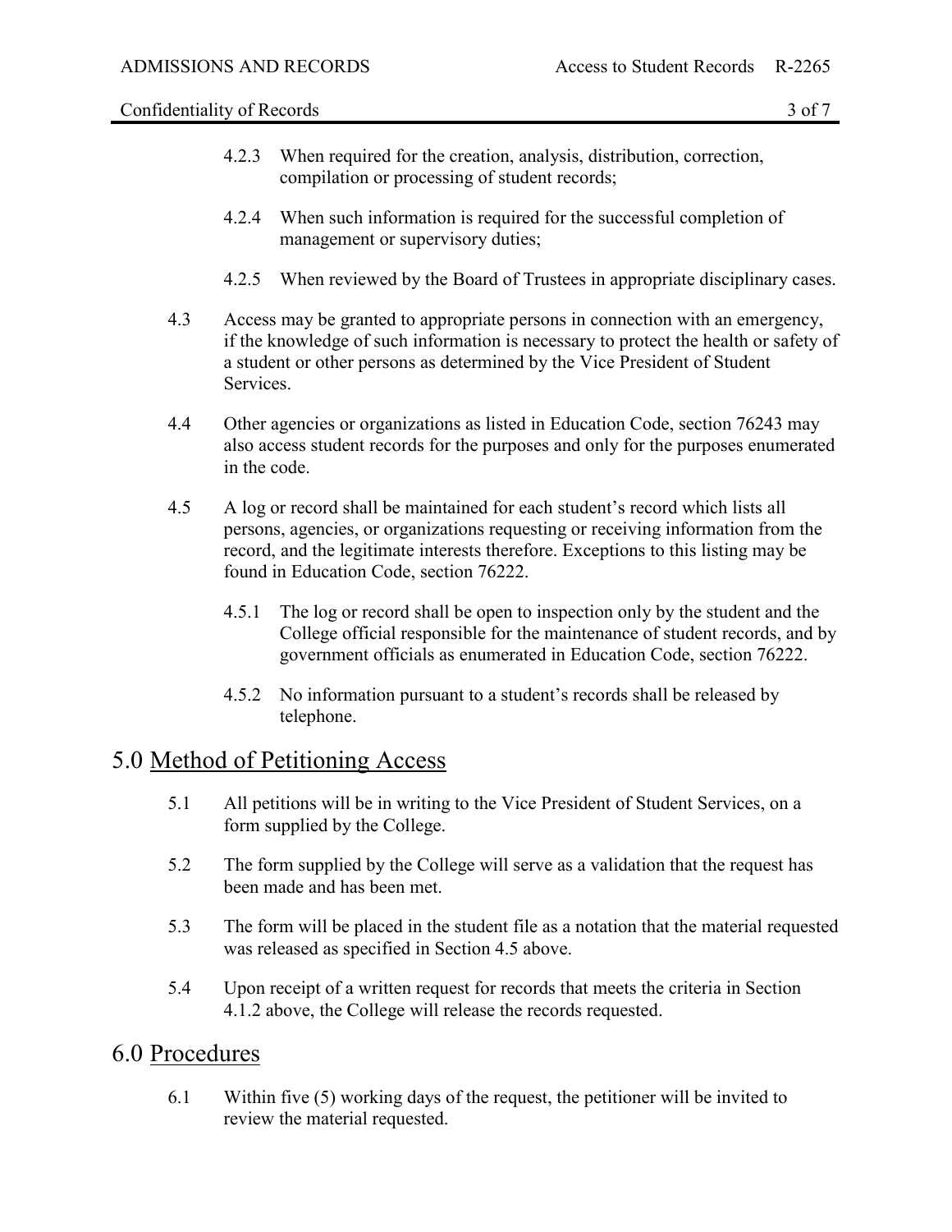4.2.3 When required for the creation, analysis, distribution, correction, compilation or processing of student records;

4.2.4 When such information is required for the successful completion of management or supervisory duties;

4.2.5 When reviewed by the Board of Trustees in appropriate disciplinary cases.

4.3 Access may be granted to appropriate persons in connection with an emergency, if the knowledge of such information is necessary to protect the health or safety of a student or other persons as determined by the Vice President of Student Services.

4.4 Other agencies or organizations as listed in Education Code, section 76243 may also access student records for the purposes and only for the purposes enumerated in the code.

4.5 A log or record shall be maintained for each student's record which lists all persons, agencies, or organizations requesting or receiving information from the record, and the legitimate interests therefore. Exceptions to this listing may be found in Education Code, section 76222.

4.5.1 The log or record shall be open to inspection only by the student and the College official responsible for the maintenance of student records, and by government officials as enumerated in Education Code, section 76222.

4.5.2 No information pursuant to a student's records shall be released by telephone.

## 5.0 Method of Petitioning Access

5.1 All petitions will be in writing to the Vice President of Student Services, on a form supplied by the College.

5.2 The form supplied by the College will serve as a validation that the request has been made and has been met.

5.3 The form will be placed in the student file as a notation that the material requested was released as specified in Section 4.5 above.

5.4 Upon receipt of a written request for records that meets the criteria in Section 4.1.2 above, the College will release the records requested.

## 6.0 Procedures

6.1 Within five (5) working days of the request, the petitioner will be invited to review the material requested.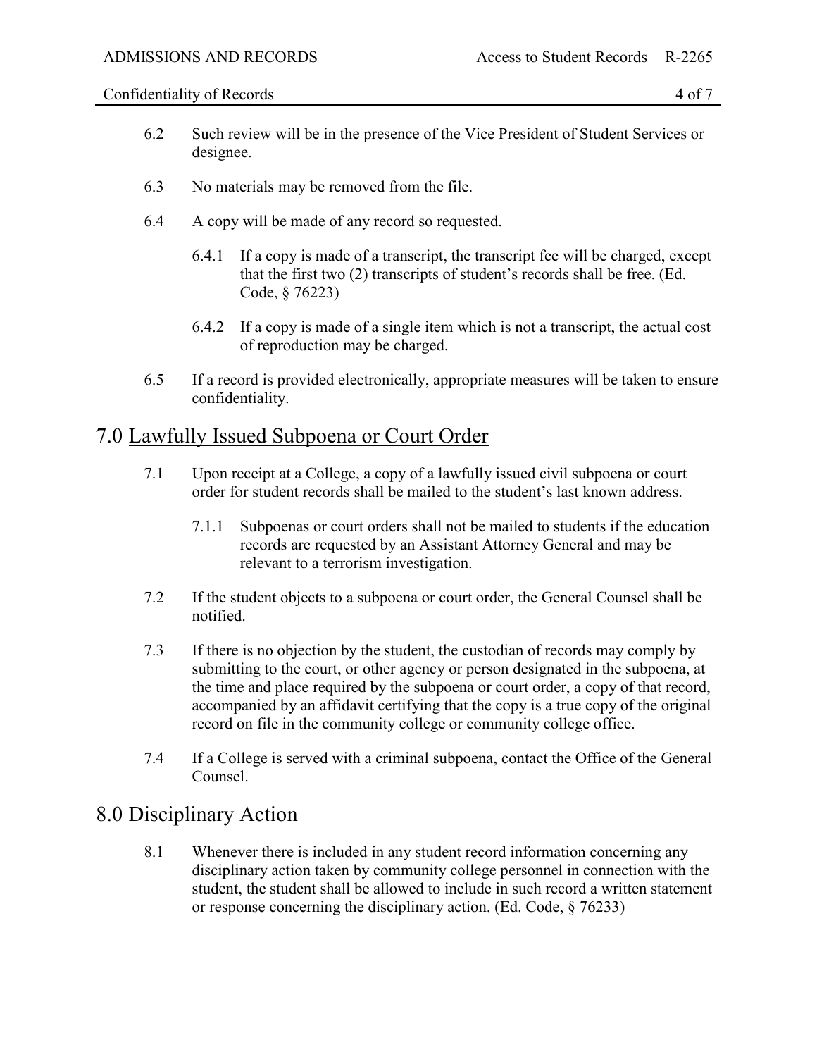6.2 Such review will be in the presence of the Vice President of Student Services or designee.

6.3 No materials may be removed from the file.

6.4 A copy will be made of any record so requested.

6.4.1 If a copy is made of a transcript, the transcript fee will be charged, except that the first two (2) transcripts of student's records shall be free. (Ed. Code, § 76223)

6.4.2 If a copy is made of a single item which is not a transcript, the actual cost of reproduction may be charged.

6.5 If a record is provided electronically, appropriate measures will be taken to ensure confidentiality.

## 7.0 Lawfully Issued Subpoena or Court Order

7.1 Upon receipt at a College, a copy of a lawfully issued civil subpoena or court order for student records shall be mailed to the student's last known address.

7.1.1 Subpoenas or court orders shall not be mailed to students if the education records are requested by an Assistant Attorney General and may be relevant to a terrorism investigation.

7.2 If the student objects to a subpoena or court order, the General Counsel shall be notified.

7.3 If there is no objection by the student, the custodian of records may comply by submitting to the court, or other agency or person designated in the subpoena, at the time and place required by the subpoena or court order, a copy of that record, accompanied by an affidavit certifying that the copy is a true copy of the original record on file in the community college or community college office.

7.4 If a College is served with a criminal subpoena, contact the Office of the General Counsel.

## 8.0 Disciplinary Action

8.1 Whenever there is included in any student record information concerning any disciplinary action taken by community college personnel in connection with the student, the student shall be allowed to include in such record a written statement or response concerning the disciplinary action. (Ed. Code, § 76233)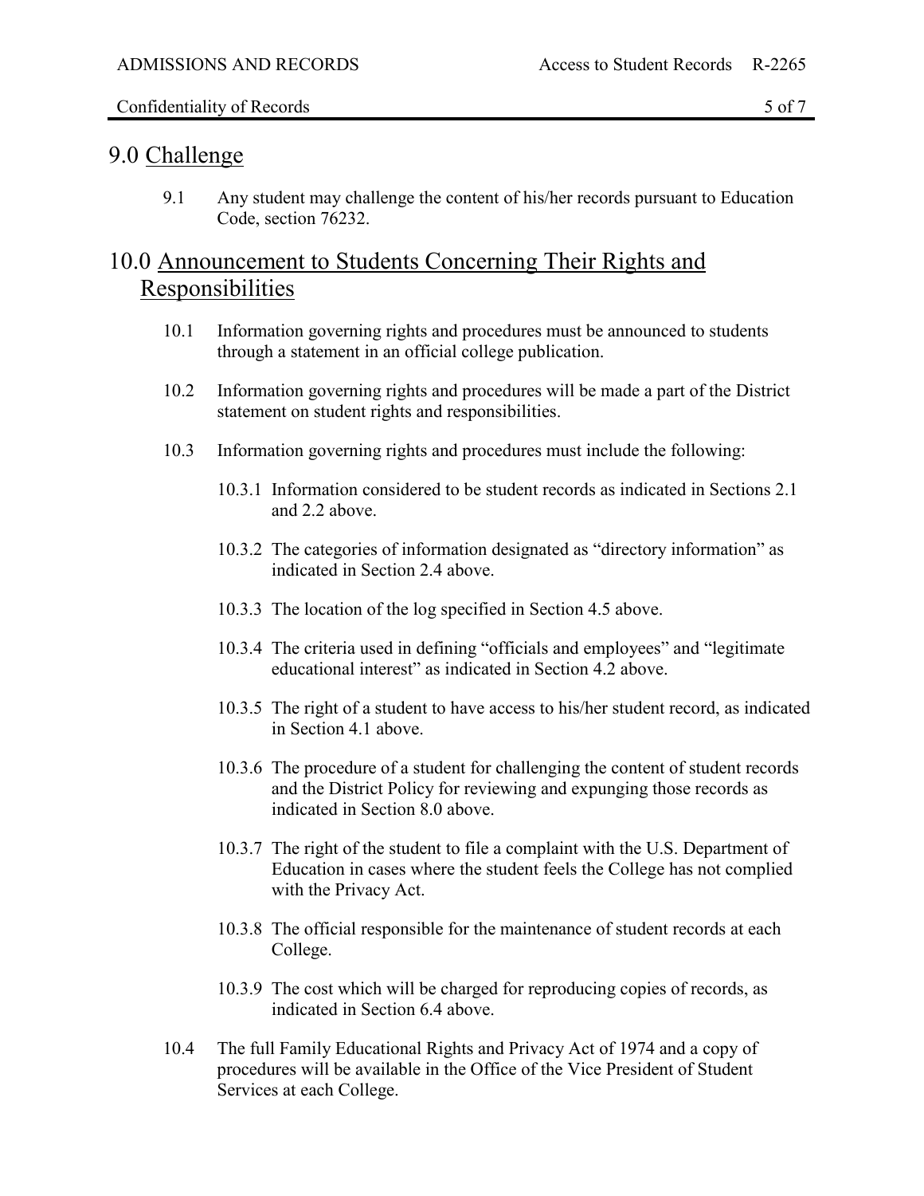## 9.0 Challenge

9.1 Any student may challenge the content of his/her records pursuant to Education Code, section 76232.

## 10.0 Announcement to Students Concerning Their Rights and Responsibilities

10.1 Information governing rights and procedures must be announced to students through a statement in an official college publication.

10.2 Information governing rights and procedures will be made a part of the District statement on student rights and responsibilities.

10.3 Information governing rights and procedures must include the following:

10.3.1 Information considered to be student records as indicated in Sections 2.1 and 2.2 above.

10.3.2 The categories of information designated as "directory information" as indicated in Section 2.4 above.

10.3.3 The location of the log specified in Section 4.5 above.

10.3.4 The criteria used in defining "officials and employees" and "legitimate educational interest" as indicated in Section 4.2 above.

10.3.5 The right of a student to have access to his/her student record, as indicated in Section 4.1 above.

10.3.6 The procedure of a student for challenging the content of student records and the District Policy for reviewing and expunging those records as indicated in Section 8.0 above.

10.3.7 The right of the student to file a complaint with the U.S. Department of Education in cases where the student feels the College has not complied with the Privacy Act.

10.3.8 The official responsible for the maintenance of student records at each College.

10.3.9 The cost which will be charged for reproducing copies of records, as indicated in Section 6.4 above.

10.4 The full Family Educational Rights and Privacy Act of 1974 and a copy of procedures will be available in the Office of the Vice President of Student Services at each College.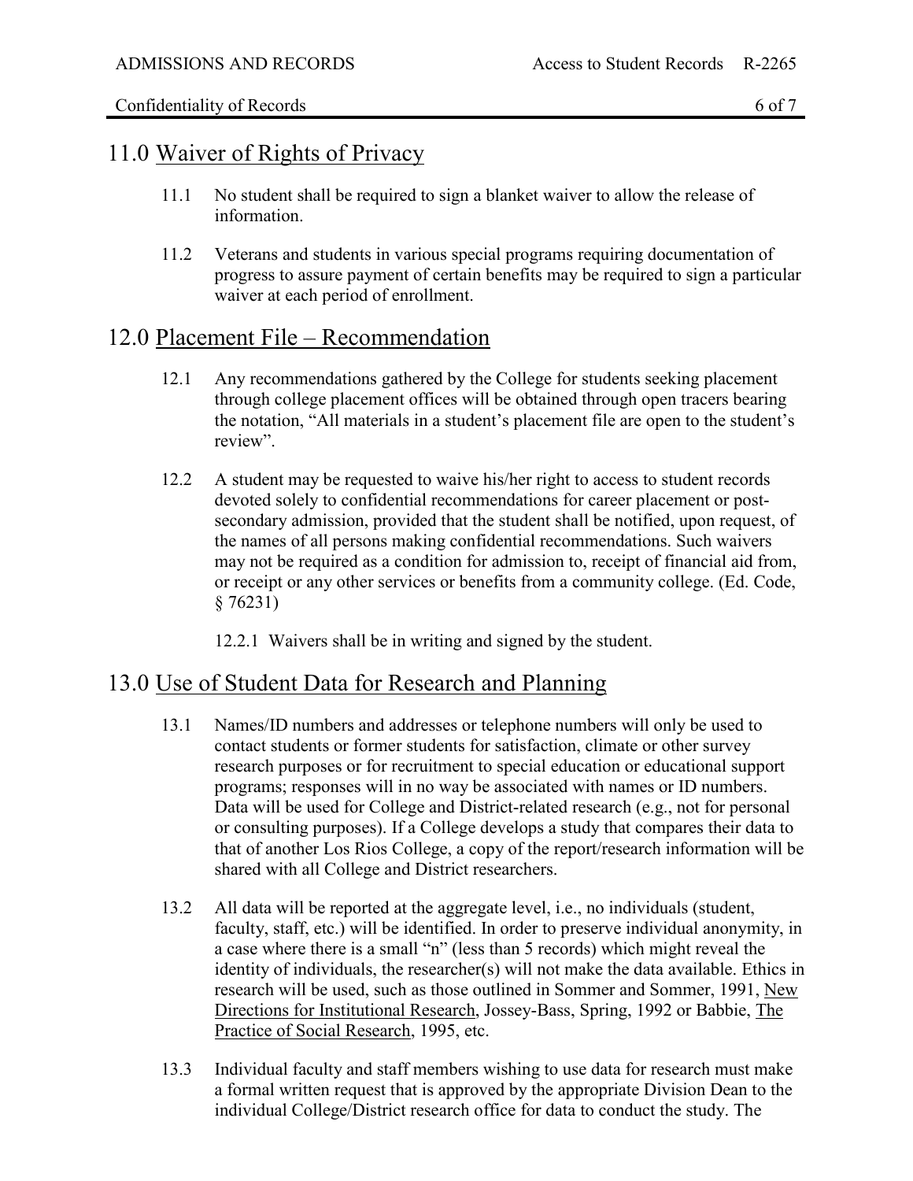## 11.0 Waiver of Rights of Privacy

11.1 No student shall be required to sign a blanket waiver to allow the release of information.

11.2 Veterans and students in various special programs requiring documentation of progress to assure payment of certain benefits may be required to sign a particular waiver at each period of enrollment.

## 12.0 Placement File – Recommendation

12.1 Any recommendations gathered by the College for students seeking placement through college placement offices will be obtained through open tracers bearing the notation, "All materials in a student's placement file are open to the student's review".

12.2 A student may be requested to waive his/her right to access to student records devoted solely to confidential recommendations for career placement or post-secondary admission, provided that the student shall be notified, upon request, of the names of all persons making confidential recommendations. Such waivers may not be required as a condition for admission to, receipt of financial aid from, or receipt or any other services or benefits from a community college. (Ed. Code, § 76231)

12.2.1 Waivers shall be in writing and signed by the student.

## 13.0 Use of Student Data for Research and Planning

13.1 Names/ID numbers and addresses or telephone numbers will only be used to contact students or former students for satisfaction, climate or other survey research purposes or for recruitment to special education or educational support programs; responses will in no way be associated with names or ID numbers. Data will be used for College and District-related research (e.g., not for personal or consulting purposes). If a College develops a study that compares their data to that of another Los Rios College, a copy of the report/research information will be shared with all College and District researchers.

13.2 All data will be reported at the aggregate level, i.e., no individuals (student, faculty, staff, etc.) will be identified. In order to preserve individual anonymity, in a case where there is a small "n" (less than 5 records) which might reveal the identity of individuals, the researcher(s) will not make the data available. Ethics in research will be used, such as those outlined in Sommer and Sommer, 1991, New Directions for Institutional Research, Jossey-Bass, Spring, 1992 or Babbie, The Practice of Social Research, 1995, etc.

13.3 Individual faculty and staff members wishing to use data for research must make a formal written request that is approved by the appropriate Division Dean to the individual College/District research office for data to conduct the study. The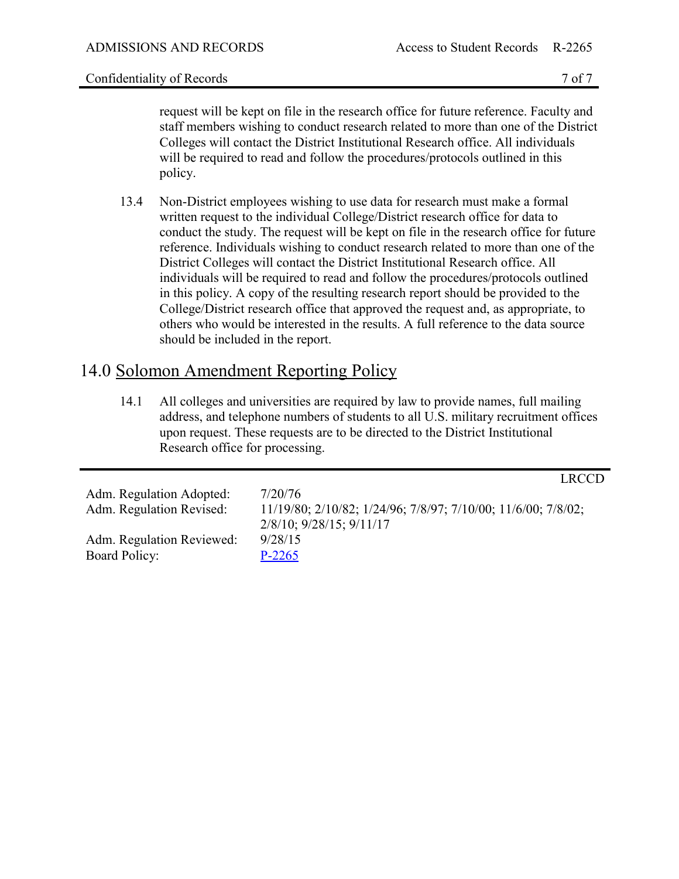request will be kept on file in the research office for future reference. Faculty and staff members wishing to conduct research related to more than one of the District Colleges will contact the District Institutional Research office. All individuals will be required to read and follow the procedures/protocols outlined in this policy.

13.4 Non-District employees wishing to use data for research must make a formal written request to the individual College/District research office for data to conduct the study. The request will be kept on file in the research office for future reference. Individuals wishing to conduct research related to more than one of the District Colleges will contact the District Institutional Research office. All individuals will be required to read and follow the procedures/protocols outlined in this policy. A copy of the resulting research report should be provided to the College/District research office that approved the request and, as appropriate, to others who would be interested in the results. A full reference to the data source should be included in the report.

## 14.0 Solomon Amendment Reporting Policy

14.1 All colleges and universities are required by law to provide names, full mailing address, and telephone numbers of students to all U.S. military recruitment offices upon request. These requests are to be directed to the District Institutional Research office for processing.

LRCCD

| | |
|---|---|
| Adm. Regulation Adopted: | 7/20/76 |
| Adm. Regulation Revised: | 11/19/80; 2/10/82; 1/24/96; 7/8/97; 7/10/00; 11/6/00; 7/8/02; 2/8/10; 9/28/15; 9/11/17 |
| Adm. Regulation Reviewed: | 9/28/15 |
| Board Policy: | P-2265 |